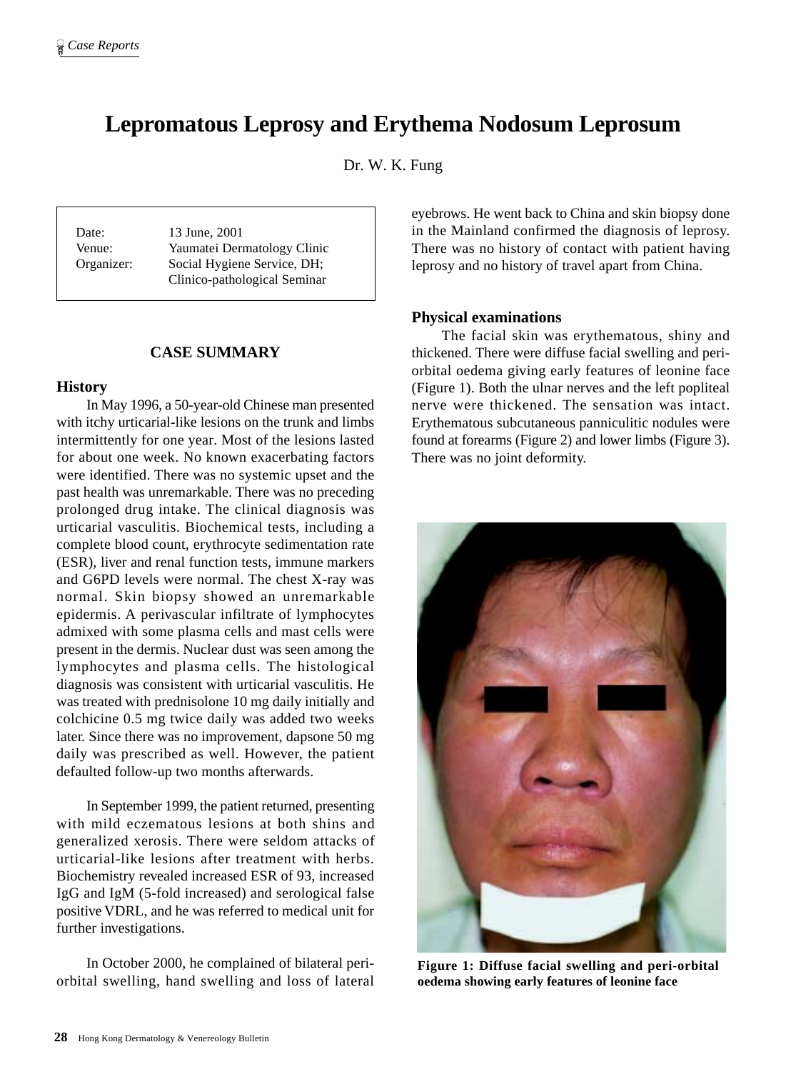# Lepromatous Leprosy and Erythema Nodosum Leprosum

Dr. W. K. Fung

| | |
|---|---|
| Date: | 13 June, 2001 |
| Venue: | Yaumatei Dermatology Clinic |
| Organizer: | Social Hygiene Service, DH; Clinico-pathological Seminar |

## CASE SUMMARY

### History

In May 1996, a 50-year-old Chinese man presented with itchy urticarial-like lesions on the trunk and limbs intermittently for one year. Most of the lesions lasted for about one week. No known exacerbating factors were identified. There was no systemic upset and the past health was unremarkable. There was no preceding prolonged drug intake. The clinical diagnosis was urticarial vasculitis. Biochemical tests, including a complete blood count, erythrocyte sedimentation rate (ESR), liver and renal function tests, immune markers and G6PD levels were normal. The chest X-ray was normal. Skin biopsy showed an unremarkable epidermis. A perivascular infiltrate of lymphocytes admixed with some plasma cells and mast cells were present in the dermis. Nuclear dust was seen among the lymphocytes and plasma cells. The histological diagnosis was consistent with urticarial vasculitis. He was treated with prednisolone 10 mg daily initially and colchicine 0.5 mg twice daily was added two weeks later. Since there was no improvement, dapsone 50 mg daily was prescribed as well. However, the patient defaulted follow-up two months afterwards.

In September 1999, the patient returned, presenting with mild eczematous lesions at both shins and generalized xerosis. There were seldom attacks of urticarial-like lesions after treatment with herbs. Biochemistry revealed increased ESR of 93, increased IgG and IgM (5-fold increased) and serological false positive VDRL, and he was referred to medical unit for further investigations.

In October 2000, he complained of bilateral peri-orbital swelling, hand swelling and loss of lateral eyebrows. He went back to China and skin biopsy done in the Mainland confirmed the diagnosis of leprosy. There was no history of contact with patient having leprosy and no history of travel apart from China.

### Physical examinations

The facial skin was erythematous, shiny and thickened. There were diffuse facial swelling and peri-orbital oedema giving early features of leonine face (Figure 1). Both the ulnar nerves and the left popliteal nerve were thickened. The sensation was intact. Erythematous subcutaneous panniculitic nodules were found at forearms (Figure 2) and lower limbs (Figure 3). There was no joint deformity.

**Figure 1: Diffuse facial swelling and peri-orbital oedema showing early features of leonine face**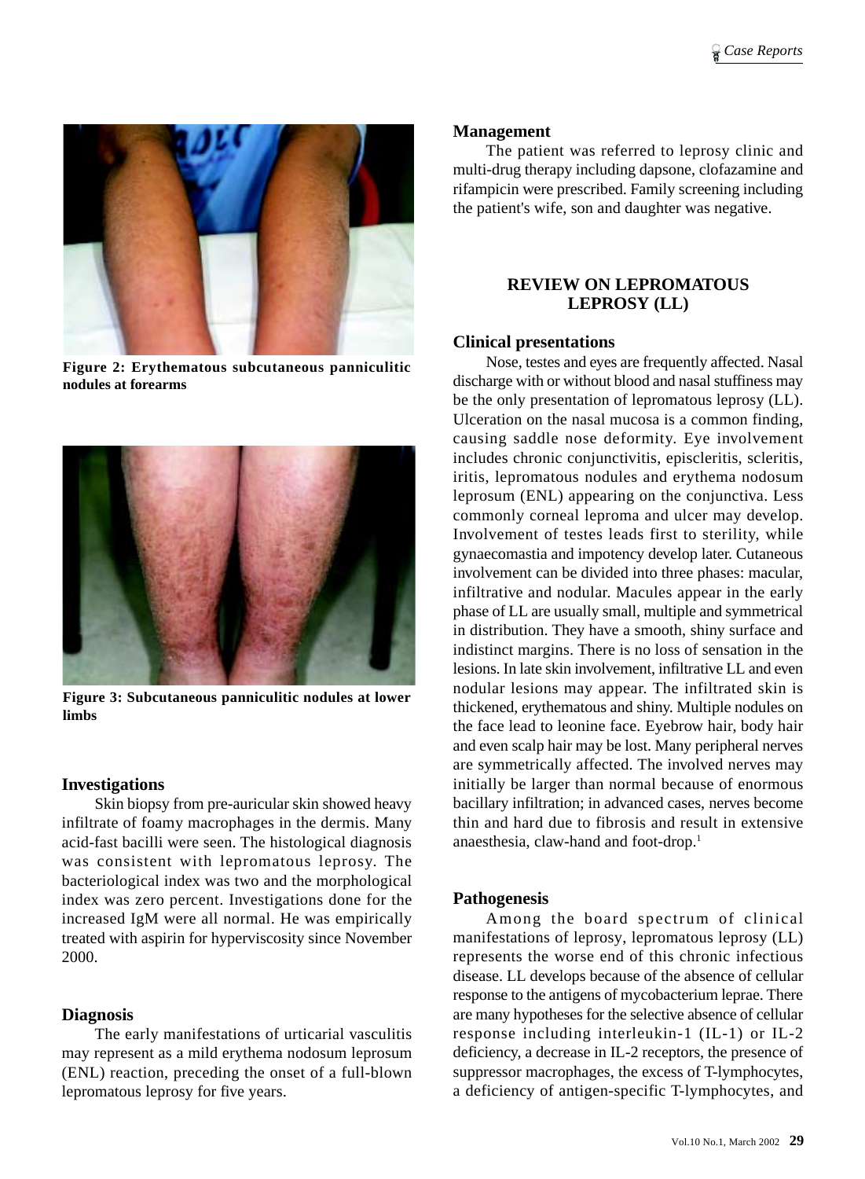Figure 2: Erythematous subcutaneous panniculitic nodules at forearms

Figure 3: Subcutaneous panniculitic nodules at lower limbs

### Investigations

Skin biopsy from pre-auricular skin showed heavy infiltrate of foamy macrophages in the dermis. Many acid-fast bacilli were seen. The histological diagnosis was consistent with lepromatous leprosy. The bacteriological index was two and the morphological index was zero percent. Investigations done for the increased IgM were all normal. He was empirically treated with aspirin for hyperviscosity since November 2000.

### Diagnosis

The early manifestations of urticarial vasculitis may represent as a mild erythema nodosum leprosum (ENL) reaction, preceding the onset of a full-blown lepromatous leprosy for five years.

### Management

The patient was referred to leprosy clinic and multi-drug therapy including dapsone, clofazamine and rifampicin were prescribed. Family screening including the patient's wife, son and daughter was negative.

## REVIEW ON LEPROMATOUS LEPROSY (LL)

### Clinical presentations

Nose, testes and eyes are frequently affected. Nasal discharge with or without blood and nasal stuffiness may be the only presentation of lepromatous leprosy (LL). Ulceration on the nasal mucosa is a common finding, causing saddle nose deformity. Eye involvement includes chronic conjunctivitis, episcleritis, scleritis, iritis, lepromatous nodules and erythema nodosum leprosum (ENL) appearing on the conjunctiva. Less commonly corneal leproma and ulcer may develop. Involvement of testes leads first to sterility, while gynaecomastia and impotency develop later. Cutaneous involvement can be divided into three phases: macular, infiltrative and nodular. Macules appear in the early phase of LL are usually small, multiple and symmetrical in distribution. They have a smooth, shiny surface and indistinct margins. There is no loss of sensation in the lesions. In late skin involvement, infiltrative LL and even nodular lesions may appear. The infiltrated skin is thickened, erythematous and shiny. Multiple nodules on the face lead to leonine face. Eyebrow hair, body hair and even scalp hair may be lost. Many peripheral nerves are symmetrically affected. The involved nerves may initially be larger than normal because of enormous bacillary infiltration; in advanced cases, nerves become thin and hard due to fibrosis and result in extensive anaesthesia, claw-hand and foot-drop.[1]

### Pathogenesis

Among the board spectrum of clinical manifestations of leprosy, lepromatous leprosy (LL) represents the worse end of this chronic infectious disease. LL develops because of the absence of cellular response to the antigens of mycobacterium leprae. There are many hypotheses for the selective absence of cellular response including interleukin-1 (IL-1) or IL-2 deficiency, a decrease in IL-2 receptors, the presence of suppressor macrophages, the excess of T-lymphocytes, a deficiency of antigen-specific T-lymphocytes, and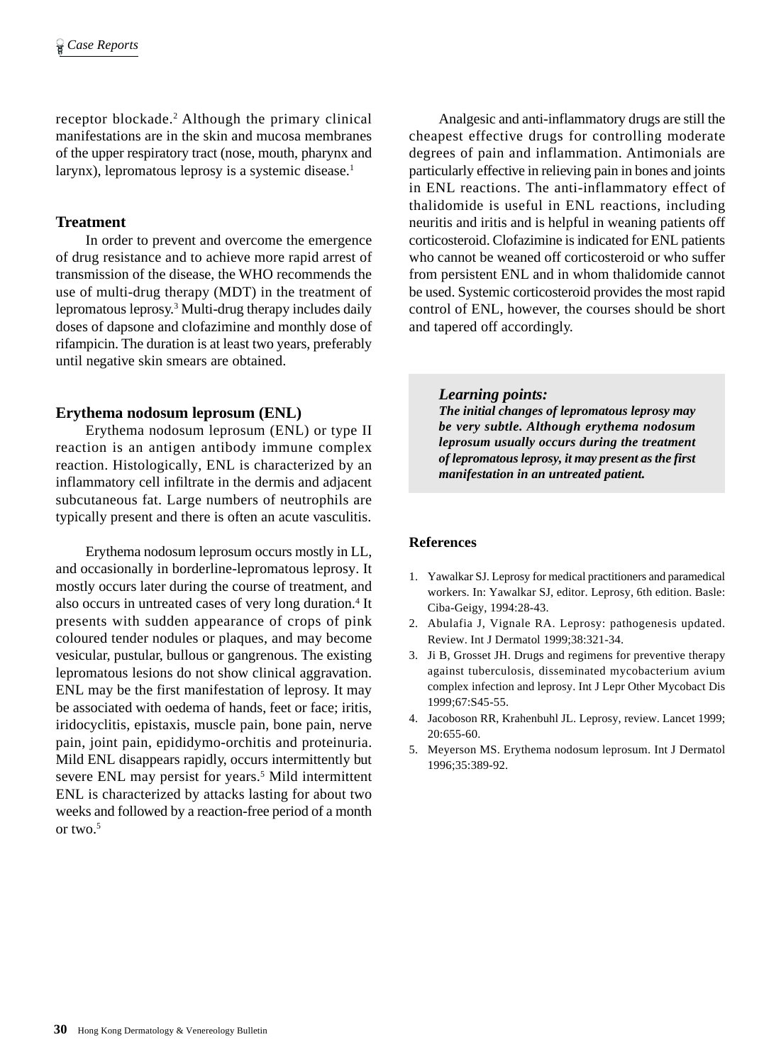receptor blockade.[2] Although the primary clinical manifestations are in the skin and mucosa membranes of the upper respiratory tract (nose, mouth, pharynx and larynx), lepromatous leprosy is a systemic disease.[1]

## Treatment

In order to prevent and overcome the emergence of drug resistance and to achieve more rapid arrest of transmission of the disease, the WHO recommends the use of multi-drug therapy (MDT) in the treatment of lepromatous leprosy.[3] Multi-drug therapy includes daily doses of dapsone and clofazimine and monthly dose of rifampicin. The duration is at least two years, preferably until negative skin smears are obtained.

## Erythema nodosum leprosum (ENL)

Erythema nodosum leprosum (ENL) or type II reaction is an antigen antibody immune complex reaction. Histologically, ENL is characterized by an inflammatory cell infiltrate in the dermis and adjacent subcutaneous fat. Large numbers of neutrophils are typically present and there is often an acute vasculitis.

Erythema nodosum leprosum occurs mostly in LL, and occasionally in borderline-lepromatous leprosy. It mostly occurs later during the course of treatment, and also occurs in untreated cases of very long duration.[4] It presents with sudden appearance of crops of pink coloured tender nodules or plaques, and may become vesicular, pustular, bullous or gangrenous. The existing lepromatous lesions do not show clinical aggravation. ENL may be the first manifestation of leprosy. It may be associated with oedema of hands, feet or face; iritis, iridocyclitis, epistaxis, muscle pain, bone pain, nerve pain, joint pain, epididymo-orchitis and proteinuria. Mild ENL disappears rapidly, occurs intermittently but severe ENL may persist for years.[5] Mild intermittent ENL is characterized by attacks lasting for about two weeks and followed by a reaction-free period of a month or two.[5]

Analgesic and anti-inflammatory drugs are still the cheapest effective drugs for controlling moderate degrees of pain and inflammation. Antimonials are particularly effective in relieving pain in bones and joints in ENL reactions. The anti-inflammatory effect of thalidomide is useful in ENL reactions, including neuritis and iritis and is helpful in weaning patients off corticosteroid. Clofazimine is indicated for ENL patients who cannot be weaned off corticosteroid or who suffer from persistent ENL and in whom thalidomide cannot be used. Systemic corticosteroid provides the most rapid control of ENL, however, the courses should be short and tapered off accordingly.

> ***Learning points:***
> ***The initial changes of lepromatous leprosy may be very subtle. Although erythema nodosum leprosum usually occurs during the treatment of lepromatous leprosy, it may present as the first manifestation in an untreated patient.***

## References

1. Yawalkar SJ. Leprosy for medical practitioners and paramedical workers. In: Yawalkar SJ, editor. Leprosy, 6th edition. Basle: Ciba-Geigy, 1994:28-43.
2. Abulafia J, Vignale RA. Leprosy: pathogenesis updated. Review. Int J Dermatol 1999;38:321-34.
3. Ji B, Grosset JH. Drugs and regimens for preventive therapy against tuberculosis, disseminated mycobacterium avium complex infection and leprosy. Int J Lepr Other Mycobact Dis 1999;67:S45-55.
4. Jacoboson RR, Krahenbuhl JL. Leprosy, review. Lancet 1999; 20:655-60.
5. Meyerson MS. Erythema nodosum leprosum. Int J Dermatol 1996;35:389-92.